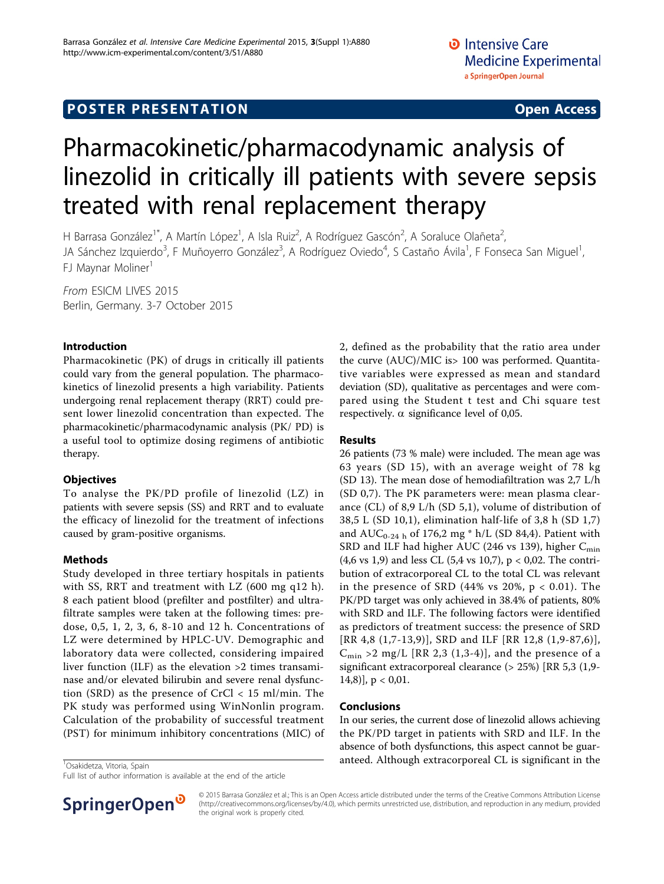POSTER PRESENTATION Open Access

# Pharmacokinetic/pharmacodynamic analysis of linezolid in critically ill patients with severe sepsis treated with renal replacement therapy

H Barrasa González[1*], A Martín López[1], A Isla Ruiz[2], A Rodríguez Gascón[2], A Soraluce Olañeta[2], JA Sánchez Izquierdo[3], F Muñoyerro González[3], A Rodríguez Oviedo[4], S Castaño Ávila[1], F Fonseca San Miguel[1], FJ Maynar Moliner[1]

*From* ESICM LIVES 2015
Berlin, Germany. 3-7 October 2015

## Introduction

Pharmacokinetic (PK) of drugs in critically ill patients could vary from the general population. The pharmacokinetics of linezolid presents a high variability. Patients undergoing renal replacement therapy (RRT) could present lower linezolid concentration than expected. The pharmacokinetic/pharmacodynamic analysis (PK/ PD) is a useful tool to optimize dosing regimens of antibiotic therapy.

## Objectives

To analyse the PK/PD profile of linezolid (LZ) in patients with severe sepsis (SS) and RRT and to evaluate the efficacy of linezolid for the treatment of infections caused by gram-positive organisms.

## Methods

Study developed in three tertiary hospitals in patients with SS, RRT and treatment with LZ (600 mg q12 h). 8 each patient blood (prefilter and postfilter) and ultrafiltrate samples were taken at the following times: predose, 0,5, 1, 2, 3, 6, 8-10 and 12 h. Concentrations of LZ were determined by HPLC-UV. Demographic and laboratory data were collected, considering impaired liver function (ILF) as the elevation >2 times transaminase and/or elevated bilirubin and severe renal dysfunction (SRD) as the presence of CrCl < 15 ml/min. The PK study was performed using WinNonlin program. Calculation of the probability of successful treatment (PST) for minimum inhibitory concentrations (MIC) of 2, defined as the probability that the ratio area under the curve (AUC)/MIC is> 100 was performed. Quantitative variables were expressed as mean and standard deviation (SD), qualitative as percentages and were compared using the Student t test and Chi square test respectively. $\alpha$ significance level of 0,05.

## Results

26 patients (73 % male) were included. The mean age was 63 years (SD 15), with an average weight of 78 kg (SD 13). The mean dose of hemodiafiltration was 2,7 L/h (SD 0,7). The PK parameters were: mean plasma clearance (CL) of 8,9 L/h (SD 5,1), volume of distribution of 38,5 L (SD 10,1), elimination half-life of 3,8 h (SD 1,7) and $AUC_{0-24\ h}$ of 176,2 mg * h/L (SD 84,4). Patient with SRD and ILF had higher AUC (246 vs 139), higher $C_{min}$ (4,6 vs 1,9) and less CL (5,4 vs 10,7), p < 0,02. The contribution of extracorporeal CL to the total CL was relevant in the presence of SRD (44% vs 20%, p < 0.01). The PK/PD target was only achieved in 38.4% of patients, 80% with SRD and ILF. The following factors were identified as predictors of treatment success: the presence of SRD [RR 4,8 (1,7-13,9)], SRD and ILF [RR 12,8 (1,9-87,6)], $C_{min}$ >2 mg/L [RR 2,3 (1,3-4)], and the presence of a significant extracorporeal clearance (> 25%) [RR 5,3 (1,9-14,8)], p < 0,01.

## Conclusions

In our series, the current dose of linezolid allows achieving the PK/PD target in patients with SRD and ILF. In the absence of both dysfunctions, this aspect cannot be guaranteed. Although extracorporeal CL is significant in the

[1]Osakidetza, Vitoria, Spain
Full list of author information is available at the end of the article

© 2015 Barrasa González et al.; This is an Open Access article distributed under the terms of the Creative Commons Attribution License (http://creativecommons.org/licenses/by/4.0), which permits unrestricted use, distribution, and reproduction in any medium, provided the original work is properly cited.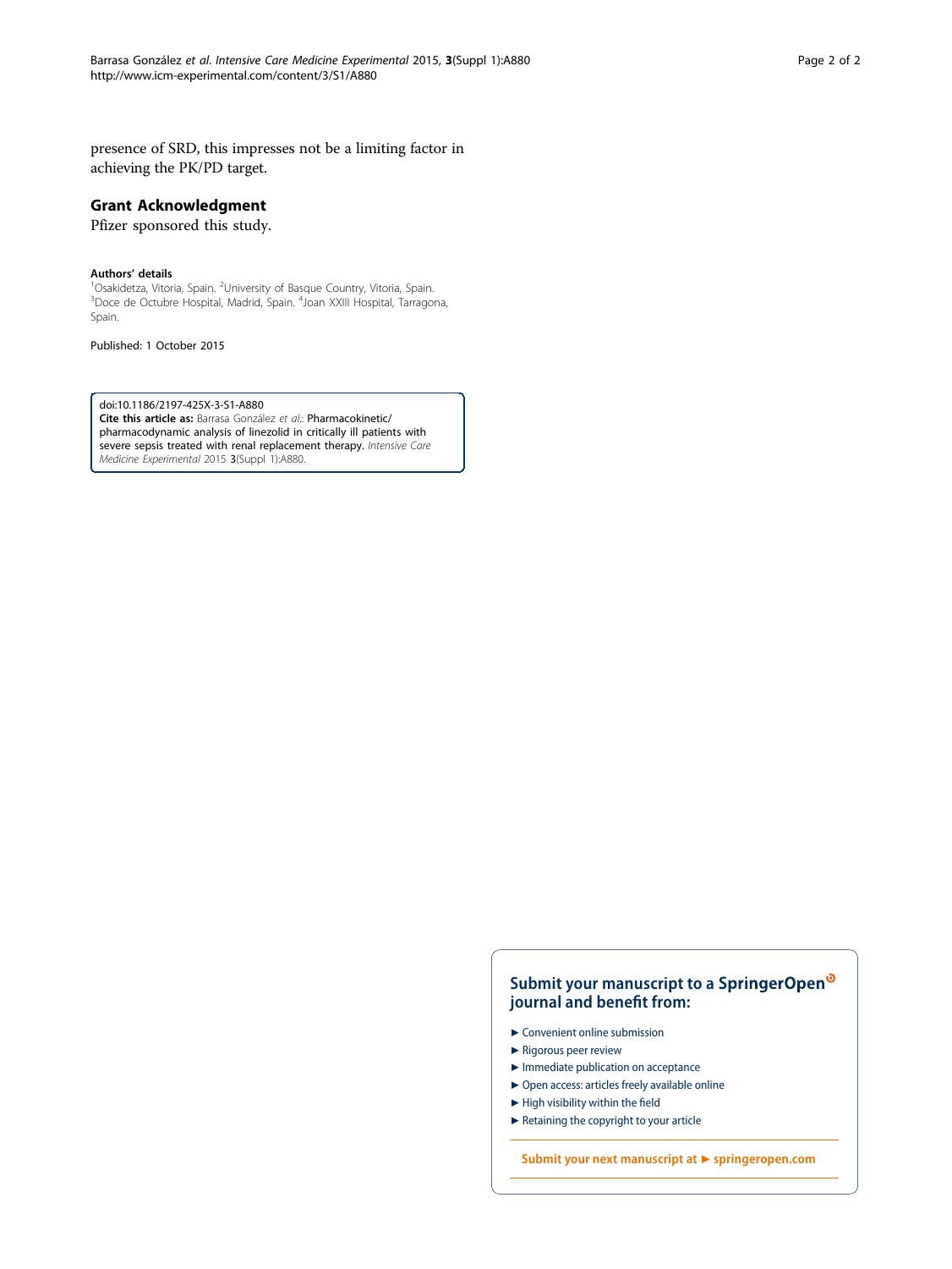presence of SRD, this impresses not be a limiting factor in achieving the PK/PD target.

## Grant Acknowledgment

Pfizer sponsored this study.

**Authors' details**

[1]Osakidetza, Vitoria, Spain. [2]University of Basque Country, Vitoria, Spain. [3]Doce de Octubre Hospital, Madrid, Spain. [4]Joan XXIII Hospital, Tarragona, Spain.

Published: 1 October 2015

doi:10.1186/2197-425X-3-S1-A880
**Cite this article as:** Barrasa González *et al.*: Pharmacokinetic/pharmacodynamic analysis of linezolid in critically ill patients with severe sepsis treated with renal replacement therapy. *Intensive Care Medicine Experimental* 2015 **3**(Suppl 1):A880.

**Submit your manuscript to a SpringerOpen journal and benefit from:**

- ► Convenient online submission
- ► Rigorous peer review
- ► Immediate publication on acceptance
- ► Open access: articles freely available online
- ► High visibility within the field
- ► Retaining the copyright to your article

**Submit your next manuscript at ► springeropen.com**